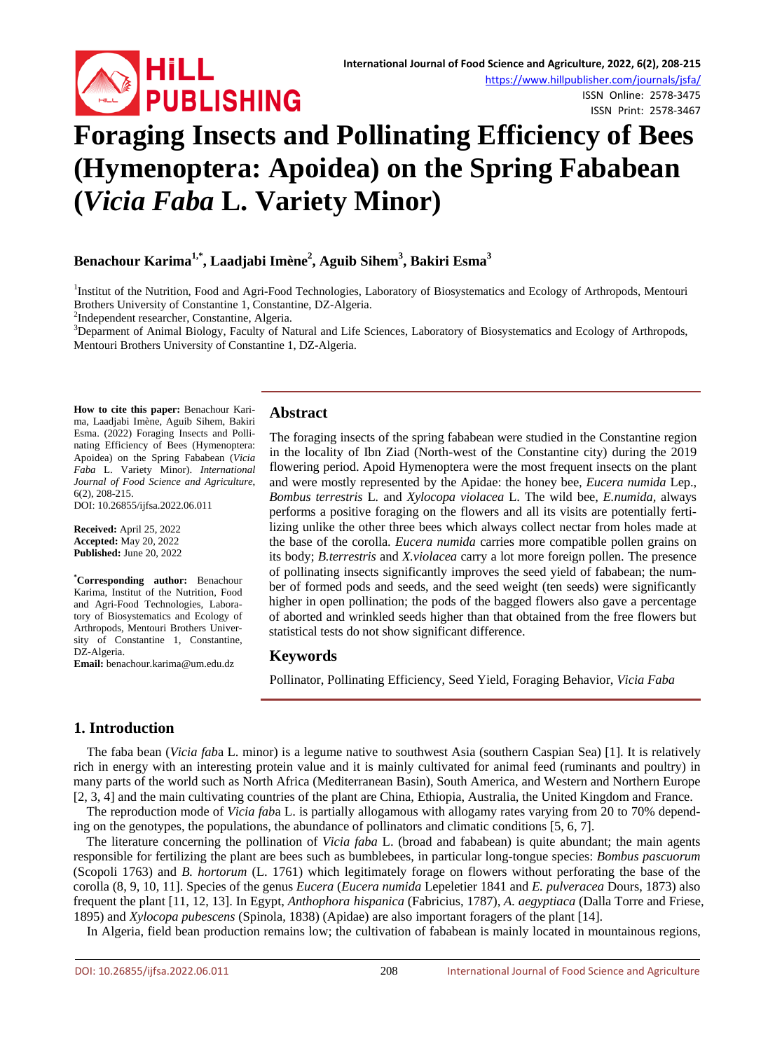# Foraging Insects and Pollinating Efficiency of Bees (Hymenoptera: Apoidea) on the Spring Fababean (*Vicia Faba* L. Variety Minor)

**Benachour Karima[1,*], Laadjabi Imène[2], Aguib Sihem[3], Bakiri Esma[3]**

[1]Institut of the Nutrition, Food and Agri-Food Technologies, Laboratory of Biosystematics and Ecology of Arthropods, Mentouri Brothers University of Constantine 1, Constantine, DZ-Algeria.

[2]Independent researcher, Constantine, Algeria.

[3]Deparment of Animal Biology, Faculty of Natural and Life Sciences, Laboratory of Biosystematics and Ecology of Arthropods, Mentouri Brothers University of Constantine 1, DZ-Algeria.

**How to cite this paper:** Benachour Karima, Laadjabi Imène, Aguib Sihem, Bakiri Esma. (2022) Foraging Insects and Pollinating Efficiency of Bees (Hymenoptera: Apoidea) on the Spring Fababean (*Vicia Faba* L. Variety Minor). *International Journal of Food Science and Agriculture*, 6(2), 208-215.
DOI: 10.26855/ijfsa.2022.06.011

**Received:** April 25, 2022
**Accepted:** May 20, 2022
**Published:** June 20, 2022

**\*Corresponding author:** Benachour Karima, Institut of the Nutrition, Food and Agri-Food Technologies, Laboratory of Biosystematics and Ecology of Arthropods, Mentouri Brothers University of Constantine 1, Constantine, DZ-Algeria.
**Email:** benachour.karima@um.edu.dz

## Abstract

The foraging insects of the spring fababean were studied in the Constantine region in the locality of Ibn Ziad (North-west of the Constantine city) during the 2019 flowering period. Apoid Hymenoptera were the most frequent insects on the plant and were mostly represented by the Apidae: the honey bee, *Eucera numida* Lep., *Bombus terrestris* L. and *Xylocopa violacea* L. The wild bee, *E.numida*, always performs a positive foraging on the flowers and all its visits are potentially fertilizing unlike the other three bees which always collect nectar from holes made at the base of the corolla. *Eucera numida* carries more compatible pollen grains on its body; *B.terrestris* and *X.violacea* carry a lot more foreign pollen. The presence of pollinating insects significantly improves the seed yield of fababean; the number of formed pods and seeds, and the seed weight (ten seeds) were significantly higher in open pollination; the pods of the bagged flowers also gave a percentage of aborted and wrinkled seeds higher than that obtained from the free flowers but statistical tests do not show significant difference.

## Keywords

Pollinator, Pollinating Efficiency, Seed Yield, Foraging Behavior, *Vicia Faba*

## 1. Introduction

The faba bean (*Vicia fab*a L. minor) is a legume native to southwest Asia (southern Caspian Sea) [1]. It is relatively rich in energy with an interesting protein value and it is mainly cultivated for animal feed (ruminants and poultry) in many parts of the world such as North Africa (Mediterranean Basin), South America, and Western and Northern Europe [2, 3, 4] and the main cultivating countries of the plant are China, Ethiopia, Australia, the United Kingdom and France.

The reproduction mode of *Vicia fab*a L. is partially allogamous with allogamy rates varying from 20 to 70% depending on the genotypes, the populations, the abundance of pollinators and climatic conditions [5, 6, 7].

The literature concerning the pollination of *Vicia faba* L. (broad and fababean) is quite abundant; the main agents responsible for fertilizing the plant are bees such as bumblebees, in particular long-tongue species: *Bombus pascuorum* (Scopoli 1763) and *B. hortorum* (L. 1761) which legitimately forage on flowers without perforating the base of the corolla (8, 9, 10, 11]. Species of the genus *Eucera* (*Eucera numida* Lepeletier 1841 and *E. pulveracea* Dours, 1873) also frequent the plant [11, 12, 13]. In Egypt, *Anthophora hispanica* (Fabricius, 1787), *A. aegyptiaca* (Dalla Torre and Friese, 1895) and *Xylocopa pubescens* (Spinola, 1838) (Apidae) are also important foragers of the plant [14].

In Algeria, field bean production remains low; the cultivation of fababean is mainly located in mountainous regions,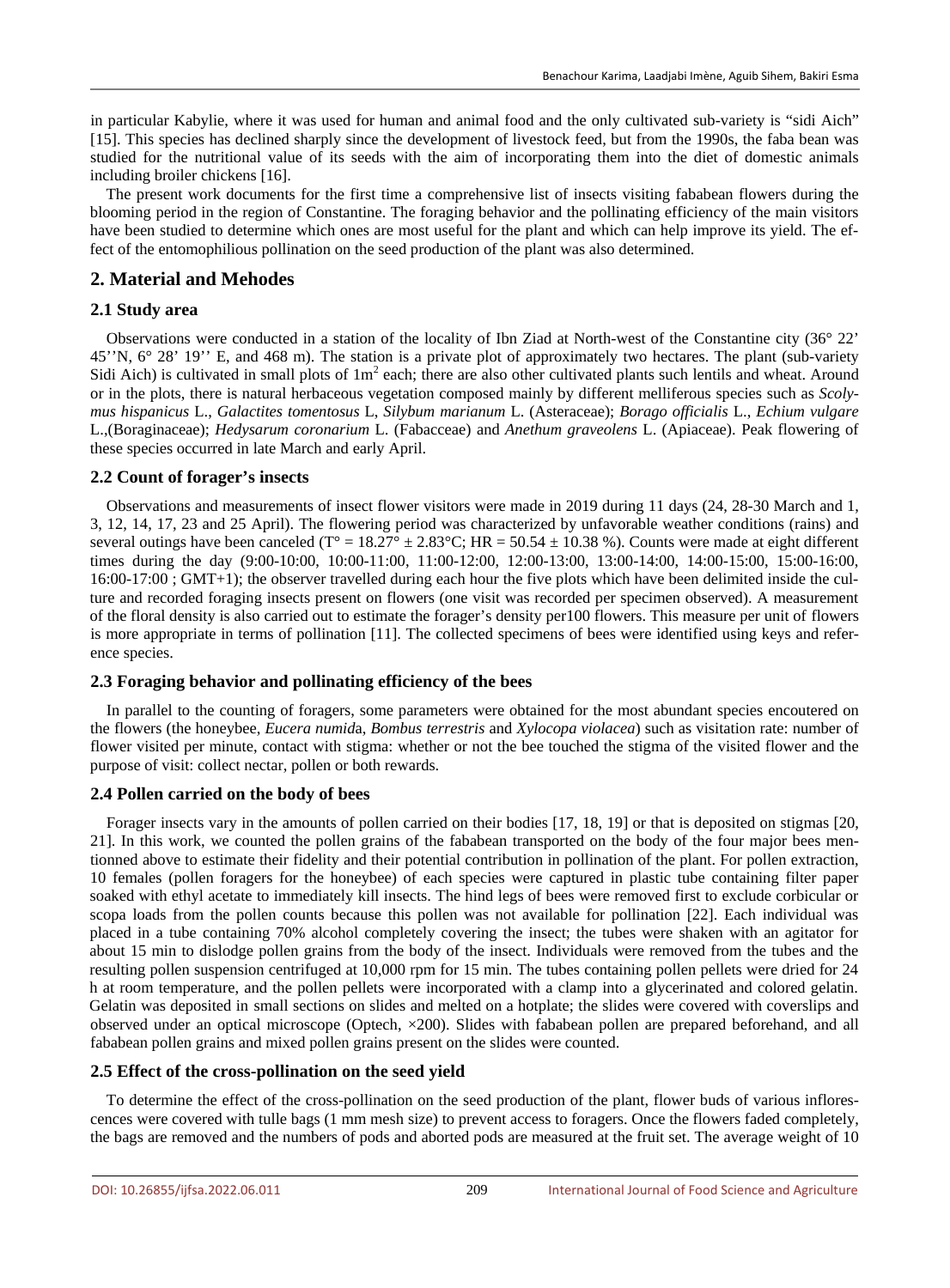in particular Kabylie, where it was used for human and animal food and the only cultivated sub-variety is "sidi Aich" [15]. This species has declined sharply since the development of livestock feed, but from the 1990s, the faba bean was studied for the nutritional value of its seeds with the aim of incorporating them into the diet of domestic animals including broiler chickens [16].

The present work documents for the first time a comprehensive list of insects visiting fababean flowers during the blooming period in the region of Constantine. The foraging behavior and the pollinating efficiency of the main visitors have been studied to determine which ones are most useful for the plant and which can help improve its yield. The effect of the entomophilious pollination on the seed production of the plant was also determined.

## 2. Material and Mehodes

### 2.1 Study area

Observations were conducted in a station of the locality of Ibn Ziad at North-west of the Constantine city (36° 22' 45''N, 6° 28' 19'' E, and 468 m). The station is a private plot of approximately two hectares. The plant (sub-variety Sidi Aich) is cultivated in small plots of $1m^2$ each; there are also other cultivated plants such lentils and wheat. Around or in the plots, there is natural herbaceous vegetation composed mainly by different melliferous species such as *Scolymus hispanicus* L., *Galactites tomentosus* L, *Silybum marianum* L. (Asteraceae); *Borago officialis* L., *Echium vulgare* L.,(Boraginaceae); *Hedysarum coronarium* L. (Fabacceae) and *Anethum graveolens* L. (Apiaceae). Peak flowering of these species occurred in late March and early April.

### 2.2 Count of forager's insects

Observations and measurements of insect flower visitors were made in 2019 during 11 days (24, 28-30 March and 1, 3, 12, 14, 17, 23 and 25 April). The flowering period was characterized by unfavorable weather conditions (rains) and several outings have been canceled (T° = 18.27° ± 2.83°C; HR = 50.54 ± 10.38 %). Counts were made at eight different times during the day (9:00-10:00, 10:00-11:00, 11:00-12:00, 12:00-13:00, 13:00-14:00, 14:00-15:00, 15:00-16:00, 16:00-17:00 ; GMT+1); the observer travelled during each hour the five plots which have been delimited inside the culture and recorded foraging insects present on flowers (one visit was recorded per specimen observed). A measurement of the floral density is also carried out to estimate the forager's density per100 flowers. This measure per unit of flowers is more appropriate in terms of pollination [11]. The collected specimens of bees were identified using keys and reference species.

### 2.3 Foraging behavior and pollinating efficiency of the bees

In parallel to the counting of foragers, some parameters were obtained for the most abundant species encoutered on the flowers (the honeybee, *Eucera numida*, *Bombus terrestris* and *Xylocopa violacea*) such as visitation rate: number of flower visited per minute, contact with stigma: whether or not the bee touched the stigma of the visited flower and the purpose of visit: collect nectar, pollen or both rewards.

### 2.4 Pollen carried on the body of bees

Forager insects vary in the amounts of pollen carried on their bodies [17, 18, 19] or that is deposited on stigmas [20, 21]. In this work, we counted the pollen grains of the fababean transported on the body of the four major bees mentionned above to estimate their fidelity and their potential contribution in pollination of the plant. For pollen extraction, 10 females (pollen foragers for the honeybee) of each species were captured in plastic tube containing filter paper soaked with ethyl acetate to immediately kill insects. The hind legs of bees were removed first to exclude corbicular or scopa loads from the pollen counts because this pollen was not available for pollination [22]. Each individual was placed in a tube containing 70% alcohol completely covering the insect; the tubes were shaken with an agitator for about 15 min to dislodge pollen grains from the body of the insect. Individuals were removed from the tubes and the resulting pollen suspension centrifuged at 10,000 rpm for 15 min. The tubes containing pollen pellets were dried for 24 h at room temperature, and the pollen pellets were incorporated with a clamp into a glycerinated and colored gelatin. Gelatin was deposited in small sections on slides and melted on a hotplate; the slides were covered with coverslips and observed under an optical microscope (Optech, ×200). Slides with fababean pollen are prepared beforehand, and all fababean pollen grains and mixed pollen grains present on the slides were counted.

### 2.5 Effect of the cross-pollination on the seed yield

To determine the effect of the cross-pollination on the seed production of the plant, flower buds of various inflorescences were covered with tulle bags (1 mm mesh size) to prevent access to foragers. Once the flowers faded completely, the bags are removed and the numbers of pods and aborted pods are measured at the fruit set. The average weight of 10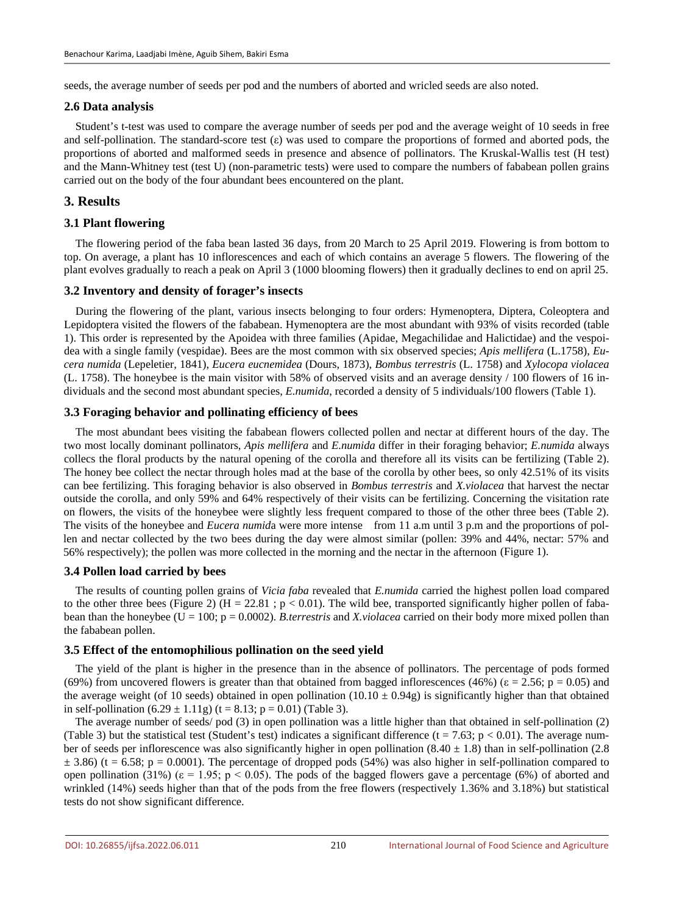seeds, the average number of seeds per pod and the numbers of aborted and wricled seeds are also noted.

### 2.6 Data analysis

Student's t-test was used to compare the average number of seeds per pod and the average weight of 10 seeds in free and self-pollination. The standard-score test ($\varepsilon$) was used to compare the proportions of formed and aborted pods, the proportions of aborted and malformed seeds in presence and absence of pollinators. The Kruskal-Wallis test (H test) and the Mann-Whitney test (test U) (non-parametric tests) were used to compare the numbers of fababean pollen grains carried out on the body of the four abundant bees encountered on the plant.

## 3. Results

### 3.1 Plant flowering

The flowering period of the faba bean lasted 36 days, from 20 March to 25 April 2019. Flowering is from bottom to top. On average, a plant has 10 inflorescences and each of which contains an average 5 flowers. The flowering of the plant evolves gradually to reach a peak on April 3 (1000 blooming flowers) then it gradually declines to end on april 25.

### 3.2 Inventory and density of forager's insects

During the flowering of the plant, various insects belonging to four orders: Hymenoptera, Diptera, Coleoptera and Lepidoptera visited the flowers of the fababean. Hymenoptera are the most abundant with 93% of visits recorded (table 1). This order is represented by the Apoidea with three families (Apidae, Megachilidae and Halictidae) and the vespoidea with a single family (vespidae). Bees are the most common with six observed species; *Apis mellifera* (L.1758), *Eucera numida* (Lepeletier, 1841), *Eucera eucnemidea* (Dours, 1873), *Bombus terrestris* (L. 1758) and *Xylocopa violacea* (L. 1758). The honeybee is the main visitor with 58% of observed visits and an average density / 100 flowers of 16 individuals and the second most abundant species, *E.numida*, recorded a density of 5 individuals/100 flowers (Table 1).

### 3.3 Foraging behavior and pollinating efficiency of bees

The most abundant bees visiting the fababean flowers collected pollen and nectar at different hours of the day. The two most locally dominant pollinators, *Apis mellifera* and *E.numida* differ in their foraging behavior; *E.numida* always collecs the floral products by the natural opening of the corolla and therefore all its visits can be fertilizing (Table 2). The honey bee collect the nectar through holes mad at the base of the corolla by other bees, so only 42.51% of its visits can bee fertilizing. This foraging behavior is also observed in *Bombus terrestris* and *X.violacea* that harvest the nectar outside the corolla, and only 59% and 64% respectively of their visits can be fertilizing. Concerning the visitation rate on flowers, the visits of the honeybee were slightly less frequent compared to those of the other three bees (Table 2). The visits of the honeybee and *Eucera numida* were more intense from 11 a.m until 3 p.m and the proportions of pollen and nectar collected by the two bees during the day were almost similar (pollen: 39% and 44%, nectar: 57% and 56% respectively); the pollen was more collected in the morning and the nectar in the afternoon (Figure 1).

### 3.4 Pollen load carried by bees

The results of counting pollen grains of *Vicia faba* revealed that *E.numida* carried the highest pollen load compared to the other three bees (Figure 2) ($H = 22.81$ ; $p < 0.01$). The wild bee, transported significantly higher pollen of fababean than the honeybee ($U = 100$; $p = 0.0002$). *B.terrestris* and *X.violacea* carried on their body more mixed pollen than the fababean pollen.

### 3.5 Effect of the entomophilious pollination on the seed yield

The yield of the plant is higher in the presence than in the absence of pollinators. The percentage of pods formed (69%) from uncovered flowers is greater than that obtained from bagged inflorescences (46%) ($\varepsilon = 2.56$; $p = 0.05$) and the average weight (of 10 seeds) obtained in open pollination ($10.10 \pm 0.94$g) is significantly higher than that obtained in self-pollination ($6.29 \pm 1.11$g) ($t = 8.13$; $p = 0.01$) (Table 3).

The average number of seeds/ pod (3) in open pollination was a little higher than that obtained in self-pollination (2) (Table 3) but the statistical test (Student's test) indicates a significant difference ($t = 7.63$; $p < 0.01$). The average number of seeds per inflorescence was also significantly higher in open pollination ($8.40 \pm 1.8$) than in self-pollination ($2.8 \pm 3.86$) ($t = 6.58$; $p = 0.0001$). The percentage of dropped pods (54%) was also higher in self-pollination compared to open pollination (31%) ($\varepsilon = 1.95$; $p < 0.05$). The pods of the bagged flowers gave a percentage (6%) of aborted and wrinkled (14%) seeds higher than that of the pods from the free flowers (respectively 1.36% and 3.18%) but statistical tests do not show significant difference.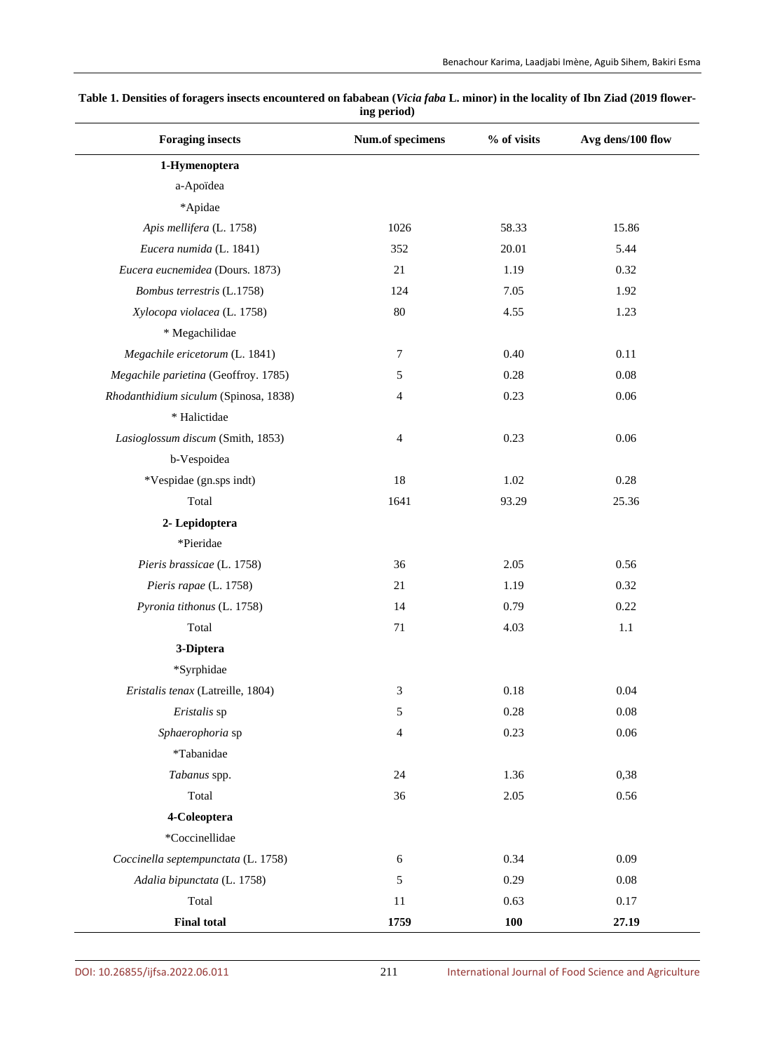**Table 1. Densities of foragers insects encountered on fababean (*Vicia faba* L. minor) in the locality of Ibn Ziad (2019 flowering period)**

| Foraging insects | Num.of specimens | % of visits | Avg dens/100 flow |
|---|---|---|---|
| **1-Hymenoptera** | | | |
| a-Apoïdea | | | |
| *Apidae | | | |
| *Apis mellifera* (L. 1758) | 1026 | 58.33 | 15.86 |
| *Eucera numida* (L. 1841) | 352 | 20.01 | 5.44 |
| *Eucera eucnemidea* (Dours. 1873) | 21 | 1.19 | 0.32 |
| *Bombus terrestris* (L.1758) | 124 | 7.05 | 1.92 |
| *Xylocopa violacea* (L. 1758) | 80 | 4.55 | 1.23 |
| * Megachilidae | | | |
| *Megachile ericetorum* (L. 1841) | 7 | 0.40 | 0.11 |
| *Megachile parietina* (Geoffroy. 1785) | 5 | 0.28 | 0.08 |
| *Rhodanthidium siculum* (Spinosa, 1838) | 4 | 0.23 | 0.06 |
| * Halictidae | | | |
| *Lasioglossum discum* (Smith, 1853) | 4 | 0.23 | 0.06 |
| b-Vespoidea | | | |
| *Vespidae (gn.sps indt) | 18 | 1.02 | 0.28 |
| Total | 1641 | 93.29 | 25.36 |
| **2- Lepidoptera** | | | |
| *Pieridae | | | |
| *Pieris brassicae* (L. 1758) | 36 | 2.05 | 0.56 |
| *Pieris rapae* (L. 1758) | 21 | 1.19 | 0.32 |
| *Pyronia tithonus* (L. 1758) | 14 | 0.79 | 0.22 |
| Total | 71 | 4.03 | 1.1 |
| **3-Diptera** | | | |
| *Syrphidae | | | |
| *Eristalis tenax* (Latreille, 1804) | 3 | 0.18 | 0.04 |
| *Eristalis* sp | 5 | 0.28 | 0.08 |
| *Sphaerophoria* sp | 4 | 0.23 | 0.06 |
| *Tabanidae | | | |
| *Tabanus* spp. | 24 | 1.36 | 0,38 |
| Total | 36 | 2.05 | 0.56 |
| **4-Coleoptera** | | | |
| *Coccinellidae | | | |
| *Coccinella septempunctata* (L. 1758) | 6 | 0.34 | 0.09 |
| *Adalia bipunctata* (L. 1758) | 5 | 0.29 | 0.08 |
| Total | 11 | 0.63 | 0.17 |
| **Final total** | **1759** | **100** | **27.19** |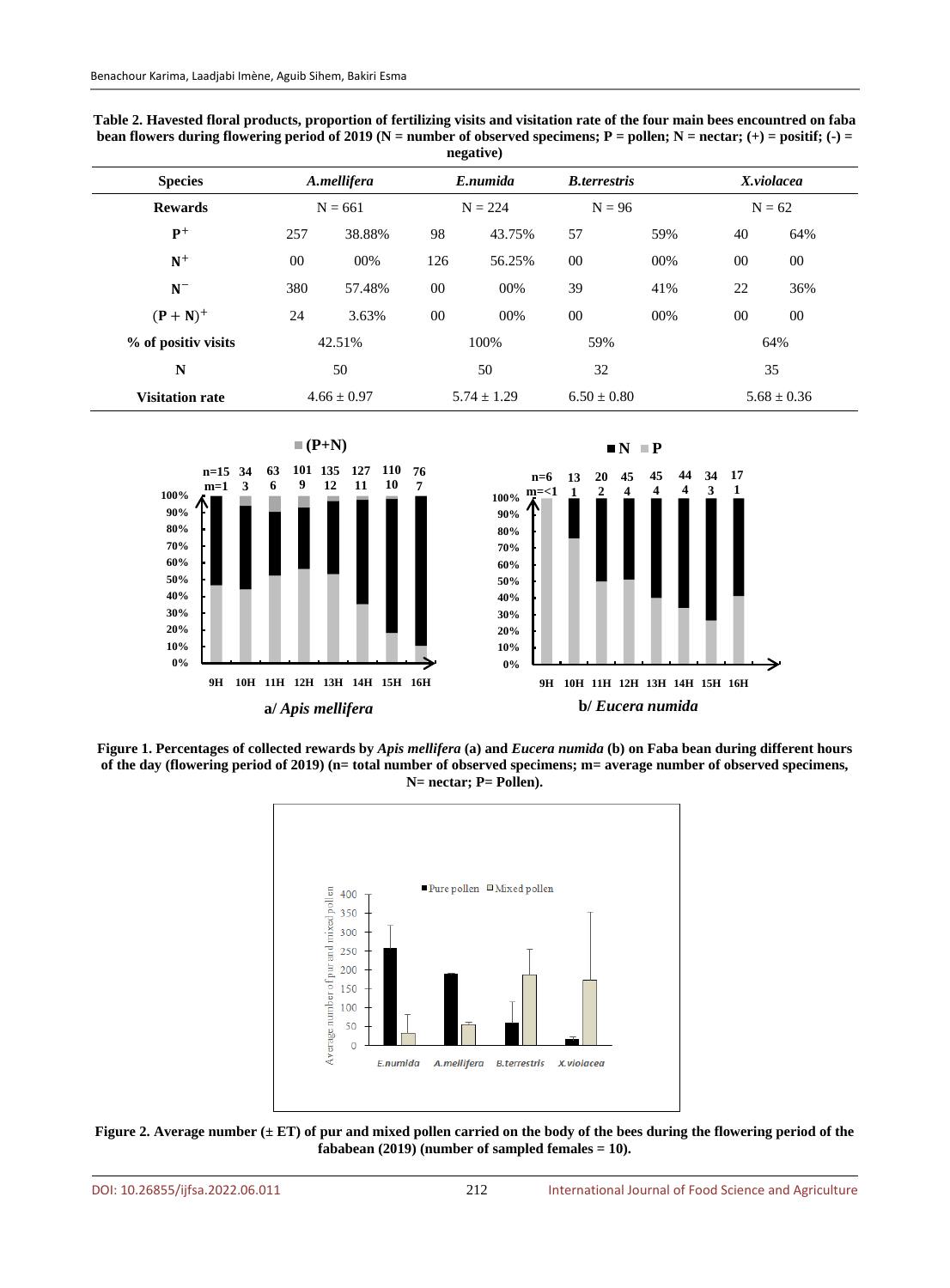**Table 2. Havested floral products, proportion of fertilizing visits and visitation rate of the four main bees encountred on faba bean flowers during flowering period of 2019 (N = number of observed specimens; P = pollen; N = nectar; (+) = positif; (-) = negative)**

| Species | *A.mellifera* | | *E.numida* | | *B.terrestris* | | *X.violacea* | |
|---|---|---|---|---|---|---|---|---|
| **Rewards** | N = 661 | | N = 224 | | N = 96 | | N = 62 | |
| $P^{+}$ | 257 | 38.88% | 98 | 43.75% | 57 | 59% | 40 | 64% |
| $N^{+}$ | 00 | 00% | 126 | 56.25% | 00 | 00% | 00 | 00 |
| $N^{-}$ | 380 | 57.48% | 00 | 00% | 39 | 41% | 22 | 36% |
| $(P + N)^{+}$ | 24 | 3.63% | 00 | 00% | 00 | 00% | 00 | 00 |
| **% of positiv visits** | 42.51% | | 100% | | 59% | | 64% | |
| **N** | 50 | | 50 | | 32 | | 35 | |
| **Visitation rate** | 4.66 ± 0.97 | | 5.74 ± 1.29 | | 6.50 ± 0.80 | | 5.68 ± 0.36 | |

**Figure 1. Percentages of collected rewards by *Apis mellifera* (a) and *Eucera numida* (b) on Faba bean during different hours of the day (flowering period of 2019) (n= total number of observed specimens; m= average number of observed specimens, N= nectar; P= Pollen).**

**Figure 2. Average number (± ET) of pur and mixed pollen carried on the body of the bees during the flowering period of the fababean (2019) (number of sampled females = 10).**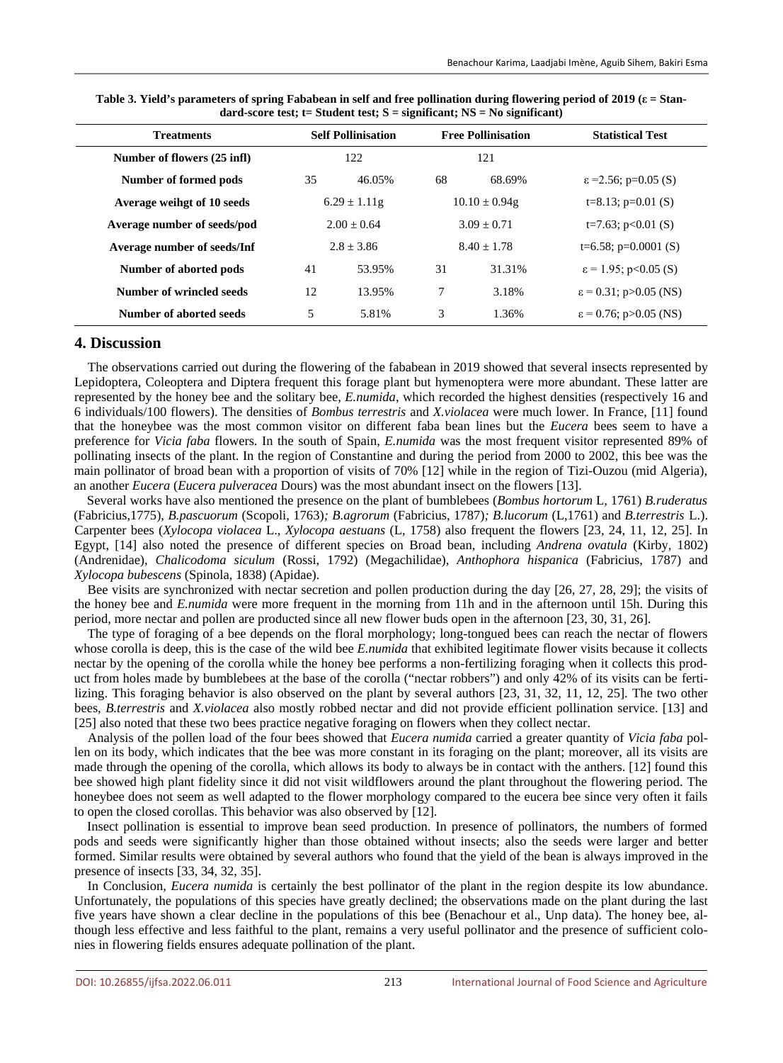**Table 3. Yield's parameters of spring Fababean in self and free pollination during flowering period of 2019 (ε = Standard-score test; t= Student test; S = significant; NS = No significant)**

| Treatments | Self Pollinisation | | Free Pollinisation | | Statistical Test |
|---|---|---|---|---|---|
| **Number of flowers (25 infl)** | 122 | | 121 | | |
| **Number of formed pods** | 35 | 46.05% | 68 | 68.69% | ε =2.56; p=0.05 (S) |
| **Average weihgt of 10 seeds** | 6.29 ± 1.11g | | 10.10 ± 0.94g | | t=8.13; p=0.01 (S) |
| **Average number of seeds/pod** | 2.00 ± 0.64 | | 3.09 ± 0.71 | | t=7.63; p<0.01 (S) |
| **Average number of seeds/Inf** | 2.8 ± 3.86 | | 8.40 ± 1.78 | | t=6.58; p=0.0001 (S) |
| **Number of aborted pods** | 41 | 53.95% | 31 | 31.31% | ε = 1.95; p<0.05 (S) |
| **Number of wrincled seeds** | 12 | 13.95% | 7 | 3.18% | ε = 0.31; p>0.05 (NS) |
| **Number of aborted seeds** | 5 | 5.81% | 3 | 1.36% | ε = 0.76; p>0.05 (NS) |

## 4. Discussion

The observations carried out during the flowering of the fababean in 2019 showed that several insects represented by Lepidoptera, Coleoptera and Diptera frequent this forage plant but hymenoptera were more abundant. These latter are represented by the honey bee and the solitary bee, *E.numida*, which recorded the highest densities (respectively 16 and 6 individuals/100 flowers). The densities of *Bombus terrestris* and *X.violacea* were much lower. In France, [11] found that the honeybee was the most common visitor on different faba bean lines but the *Eucera* bees seem to have a preference for *Vicia faba* flowers. In the south of Spain, *E.numida* was the most frequent visitor represented 89% of pollinating insects of the plant. In the region of Constantine and during the period from 2000 to 2002, this bee was the main pollinator of broad bean with a proportion of visits of 70% [12] while in the region of Tizi-Ouzou (mid Algeria), an another *Eucera* (*Eucera pulveracea* Dours) was the most abundant insect on the flowers [13].

Several works have also mentioned the presence on the plant of bumblebees (*Bombus hortorum* L, 1761) *B.ruderatus* (Fabricius,1775), *B.pascuorum* (Scopoli, 1763)*; B.agrorum* (Fabricius, 1787)*; B.lucorum* (L,1761) and *B.terrestris* L.). Carpenter bees (*Xylocopa violacea* L., *Xylocopa aestuans* (L, 1758) also frequent the flowers [23, 24, 11, 12, 25]. In Egypt, [14] also noted the presence of different species on Broad bean, including *Andrena ovatula* (Kirby, 1802) (Andrenidae), *Chalicodoma siculum* (Rossi, 1792) (Megachilidae), *Anthophora hispanica* (Fabricius, 1787) and *Xylocopa bubescens* (Spinola, 1838) (Apidae).

Bee visits are synchronized with nectar secretion and pollen production during the day [26, 27, 28, 29]; the visits of the honey bee and *E.numida* were more frequent in the morning from 11h and in the afternoon until 15h. During this period, more nectar and pollen are producted since all new flower buds open in the afternoon [23, 30, 31, 26].

The type of foraging of a bee depends on the floral morphology; long-tongued bees can reach the nectar of flowers whose corolla is deep, this is the case of the wild bee *E.numida* that exhibited legitimate flower visits because it collects nectar by the opening of the corolla while the honey bee performs a non-fertilizing foraging when it collects this product from holes made by bumblebees at the base of the corolla ("nectar robbers") and only 42% of its visits can be fertilizing. This foraging behavior is also observed on the plant by several authors [23, 31, 32, 11, 12, 25]. The two other bees, *B.terrestris* and *X.violacea* also mostly robbed nectar and did not provide efficient pollination service. [13] and [25] also noted that these two bees practice negative foraging on flowers when they collect nectar.

Analysis of the pollen load of the four bees showed that *Eucera numida* carried a greater quantity of *Vicia faba* pollen on its body, which indicates that the bee was more constant in its foraging on the plant; moreover, all its visits are made through the opening of the corolla, which allows its body to always be in contact with the anthers. [12] found this bee showed high plant fidelity since it did not visit wildflowers around the plant throughout the flowering period. The honeybee does not seem as well adapted to the flower morphology compared to the eucera bee since very often it fails to open the closed corollas. This behavior was also observed by [12].

Insect pollination is essential to improve bean seed production. In presence of pollinators, the numbers of formed pods and seeds were significantly higher than those obtained without insects; also the seeds were larger and better formed. Similar results were obtained by several authors who found that the yield of the bean is always improved in the presence of insects [33, 34, 32, 35].

In Conclusion, *Eucera numida* is certainly the best pollinator of the plant in the region despite its low abundance. Unfortunately, the populations of this species have greatly declined; the observations made on the plant during the last five years have shown a clear decline in the populations of this bee (Benachour et al., Unp data). The honey bee, although less effective and less faithful to the plant, remains a very useful pollinator and the presence of sufficient colonies in flowering fields ensures adequate pollination of the plant.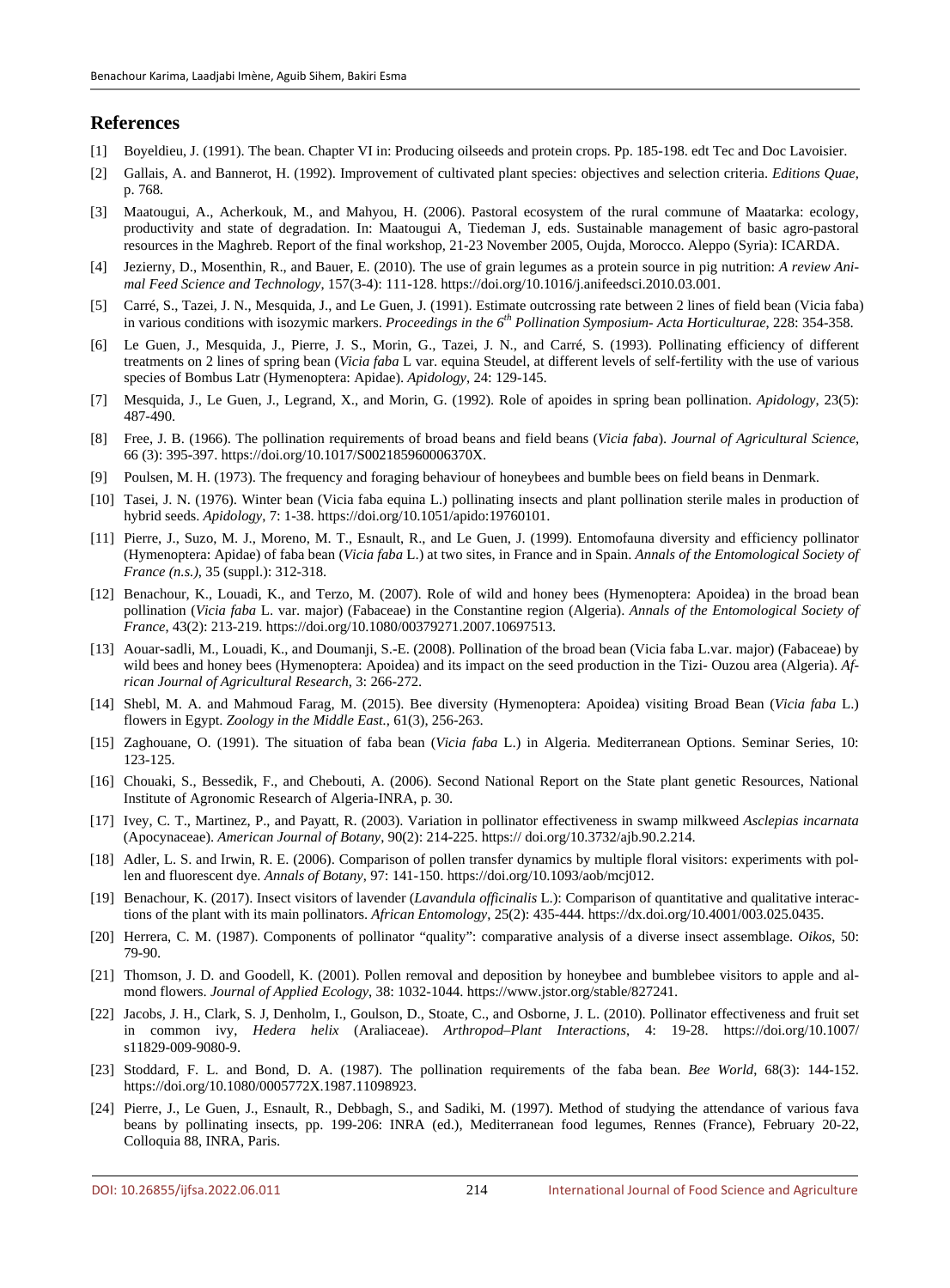## References

[1] Boyeldieu, J. (1991). The bean. Chapter VI in: Producing oilseeds and protein crops. Pp. 185-198. edt Tec and Doc Lavoisier.

[2] Gallais, A. and Bannerot, H. (1992). Improvement of cultivated plant species: objectives and selection criteria. *Editions Quae*, p. 768.

[3] Maatougui, A., Acherkouk, M., and Mahyou, H. (2006). Pastoral ecosystem of the rural commune of Maatarka: ecology, productivity and state of degradation. In: Maatougui A, Tiedeman J, eds. Sustainable management of basic agro-pastoral resources in the Maghreb. Report of the final workshop, 21-23 November 2005, Oujda, Morocco. Aleppo (Syria): ICARDA.

[4] Jezierny, D., Mosenthin, R., and Bauer, E. (2010). The use of grain legumes as a protein source in pig nutrition: *A review Animal Feed Science and Technology*, 157(3-4): 111-128. https://doi.org/10.1016/j.anifeedsci.2010.03.001.

[5] Carré, S., Tazei, J. N., Mesquida, J., and Le Guen, J. (1991). Estimate outcrossing rate between 2 lines of field bean (Vicia faba) in various conditions with isozymic markers. *Proceedings in the 6$^{th}$ Pollination Symposium- Acta Horticulturae*, 228: 354-358.

[6] Le Guen, J., Mesquida, J., Pierre, J. S., Morin, G., Tazei, J. N., and Carré, S. (1993). Pollinating efficiency of different treatments on 2 lines of spring bean (*Vicia faba* L var. equina Steudel, at different levels of self-fertility with the use of various species of Bombus Latr (Hymenoptera: Apidae). *Apidology*, 24: 129-145.

[7] Mesquida, J., Le Guen, J., Legrand, X., and Morin, G. (1992). Role of apoides in spring bean pollination. *Apidology*, 23(5): 487-490.

[8] Free, J. B. (1966). The pollination requirements of broad beans and field beans (*Vicia faba*). *Journal of Agricultural Science*, 66 (3): 395-397. https://doi.org/10.1017/S002185960006370X.

[9] Poulsen, M. H. (1973). The frequency and foraging behaviour of honeybees and bumble bees on field beans in Denmark.

[10] Tasei, J. N. (1976). Winter bean (Vicia faba equina L.) pollinating insects and plant pollination sterile males in production of hybrid seeds. *Apidology*, 7: 1-38. https://doi.org/10.1051/apido:19760101.

[11] Pierre, J., Suzo, M. J., Moreno, M. T., Esnault, R., and Le Guen, J. (1999). Entomofauna diversity and efficiency pollinator (Hymenoptera: Apidae) of faba bean (*Vicia faba* L.) at two sites, in France and in Spain. *Annals of the Entomological Society of France (n.s.)*, 35 (suppl.): 312-318.

[12] Benachour, K., Louadi, K., and Terzo, M. (2007). Role of wild and honey bees (Hymenoptera: Apoidea) in the broad bean pollination (*Vicia faba* L. var. major) (Fabaceae) in the Constantine region (Algeria). *Annals of the Entomological Society of France*, 43(2): 213-219. https://doi.org/10.1080/00379271.2007.10697513.

[13] Aouar-sadli, M., Louadi, K., and Doumanji, S.-E. (2008). Pollination of the broad bean (Vicia faba L.var. major) (Fabaceae) by wild bees and honey bees (Hymenoptera: Apoidea) and its impact on the seed production in the Tizi- Ouzou area (Algeria). *African Journal of Agricultural Research*, 3: 266-272.

[14] Shebl, M. A. and Mahmoud Farag, M. (2015). Bee diversity (Hymenoptera: Apoidea) visiting Broad Bean (*Vicia faba* L.) flowers in Egypt. *Zoology in the Middle East.*, 61(3), 256-263.

[15] Zaghouane, O. (1991). The situation of faba bean (*Vicia faba* L.) in Algeria. Mediterranean Options. Seminar Series, 10: 123-125.

[16] Chouaki, S., Bessedik, F., and Chebouti, A. (2006). Second National Report on the State plant genetic Resources, National Institute of Agronomic Research of Algeria-INRA, p. 30.

[17] Ivey, C. T., Martinez, P., and Payatt, R. (2003). Variation in pollinator effectiveness in swamp milkweed *Asclepias incarnata* (Apocynaceae). *American Journal of Botany*, 90(2): 214-225. https:// doi.org/10.3732/ajb.90.2.214.

[18] Adler, L. S. and Irwin, R. E. (2006). Comparison of pollen transfer dynamics by multiple floral visitors: experiments with pollen and fluorescent dye. *Annals of Botany*, 97: 141-150. https://doi.org/10.1093/aob/mcj012.

[19] Benachour, K. (2017). Insect visitors of lavender (*Lavandula officinalis* L.): Comparison of quantitative and qualitative interactions of the plant with its main pollinators. *African Entomology*, 25(2): 435-444. https://dx.doi.org/10.4001/003.025.0435.

[20] Herrera, C. M. (1987). Components of pollinator "quality": comparative analysis of a diverse insect assemblage. *Oikos*, 50: 79-90.

[21] Thomson, J. D. and Goodell, K. (2001). Pollen removal and deposition by honeybee and bumblebee visitors to apple and almond flowers. *Journal of Applied Ecology*, 38: 1032-1044. https://www.jstor.org/stable/827241.

[22] Jacobs, J. H., Clark, S. J, Denholm, I., Goulson, D., Stoate, C., and Osborne, J. L. (2010). Pollinator effectiveness and fruit set in common ivy, *Hedera helix* (Araliaceae). *Arthropod–Plant Interactions*, 4: 19-28. https://doi.org/10.1007/ s11829-009-9080-9.

[23] Stoddard, F. L. and Bond, D. A. (1987). The pollination requirements of the faba bean. *Bee World*, 68(3): 144-152. https://doi.org/10.1080/0005772X.1987.11098923.

[24] Pierre, J., Le Guen, J., Esnault, R., Debbagh, S., and Sadiki, M. (1997). Method of studying the attendance of various fava beans by pollinating insects, pp. 199-206: INRA (ed.), Mediterranean food legumes, Rennes (France), February 20-22, Colloquia 88, INRA, Paris.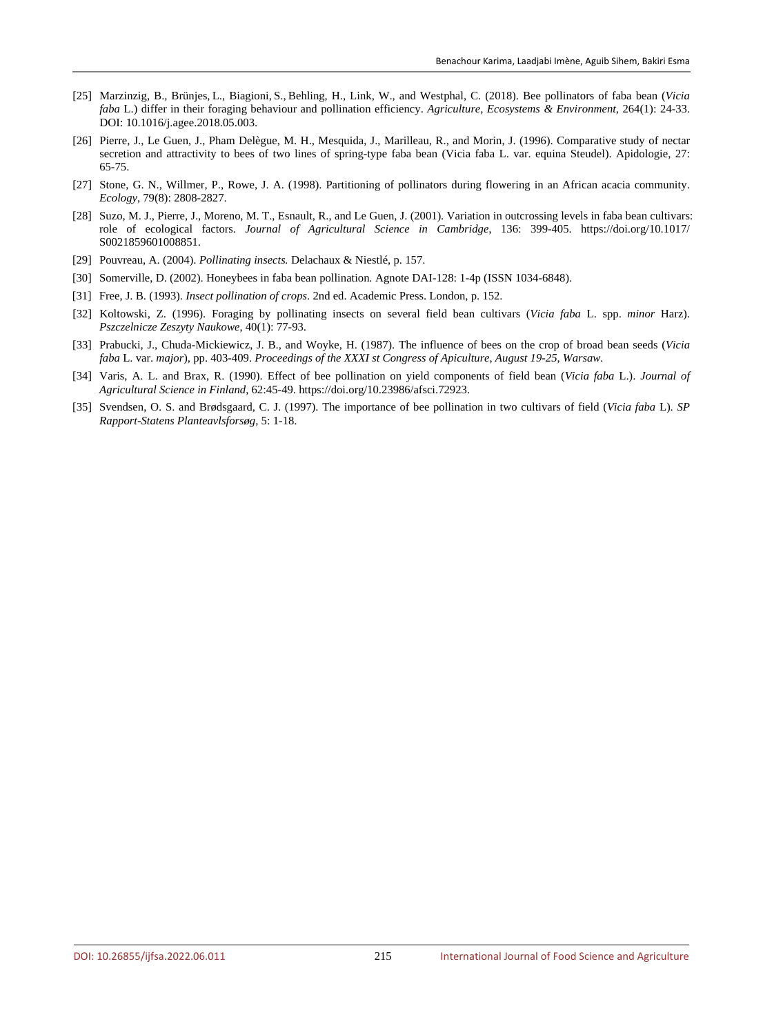[25] Marzinzig, B., Brünjes, L., Biagioni, S., Behling, H., Link, W., and Westphal, C. (2018). Bee pollinators of faba bean (*Vicia faba* L.) differ in their foraging behaviour and pollination efficiency. *Agriculture, Ecosystems & Environment*, 264(1): 24-33. DOI: 10.1016/j.agee.2018.05.003.

[26] Pierre, J., Le Guen, J., Pham Delègue, M. H., Mesquida, J., Marilleau, R., and Morin, J. (1996). Comparative study of nectar secretion and attractivity to bees of two lines of spring-type faba bean (Vicia faba L. var. equina Steudel). Apidologie, 27: 65-75.

[27] Stone, G. N., Willmer, P., Rowe, J. A. (1998). Partitioning of pollinators during flowering in an African acacia community. *Ecology*, 79(8): 2808-2827.

[28] Suzo, M. J., Pierre, J., Moreno, M. T., Esnault, R., and Le Guen, J. (2001). Variation in outcrossing levels in faba bean cultivars: role of ecological factors. *Journal of Agricultural Science in Cambridge*, 136: 399-405. https://doi.org/10.1017/S0021859601008851.

[29] Pouvreau, A. (2004). *Pollinating insects.* Delachaux & Niestlé, p. 157.

[30] Somerville, D. (2002). Honeybees in faba bean pollination. Agnote DAI-128: 1-4p (ISSN 1034-6848).

[31] Free, J. B. (1993). *Insect pollination of crops*. 2nd ed. Academic Press. London, p. 152.

[32] Koltowski, Z. (1996). Foraging by pollinating insects on several field bean cultivars (*Vicia faba* L. spp. *minor* Harz). *Pszczelnicze Zeszyty Naukowe*, 40(1): 77-93.

[33] Prabucki, J., Chuda-Mickiewicz, J. B., and Woyke, H. (1987). The influence of bees on the crop of broad bean seeds (*Vicia faba* L. var. *major*), pp. 403-409. *Proceedings of the XXXI st Congress of Apiculture, August 19-25, Warsaw.*

[34] Varis, A. L. and Brax, R. (1990). Effect of bee pollination on yield components of field bean (*Vicia faba* L.). *Journal of Agricultural Science in Finland*, 62:45-49. https://doi.org/10.23986/afsci.72923.

[35] Svendsen, O. S. and Brødsgaard, C. J. (1997). The importance of bee pollination in two cultivars of field (*Vicia faba* L). *SP Rapport-Statens Planteavlsforsøg*, 5: 1-18.